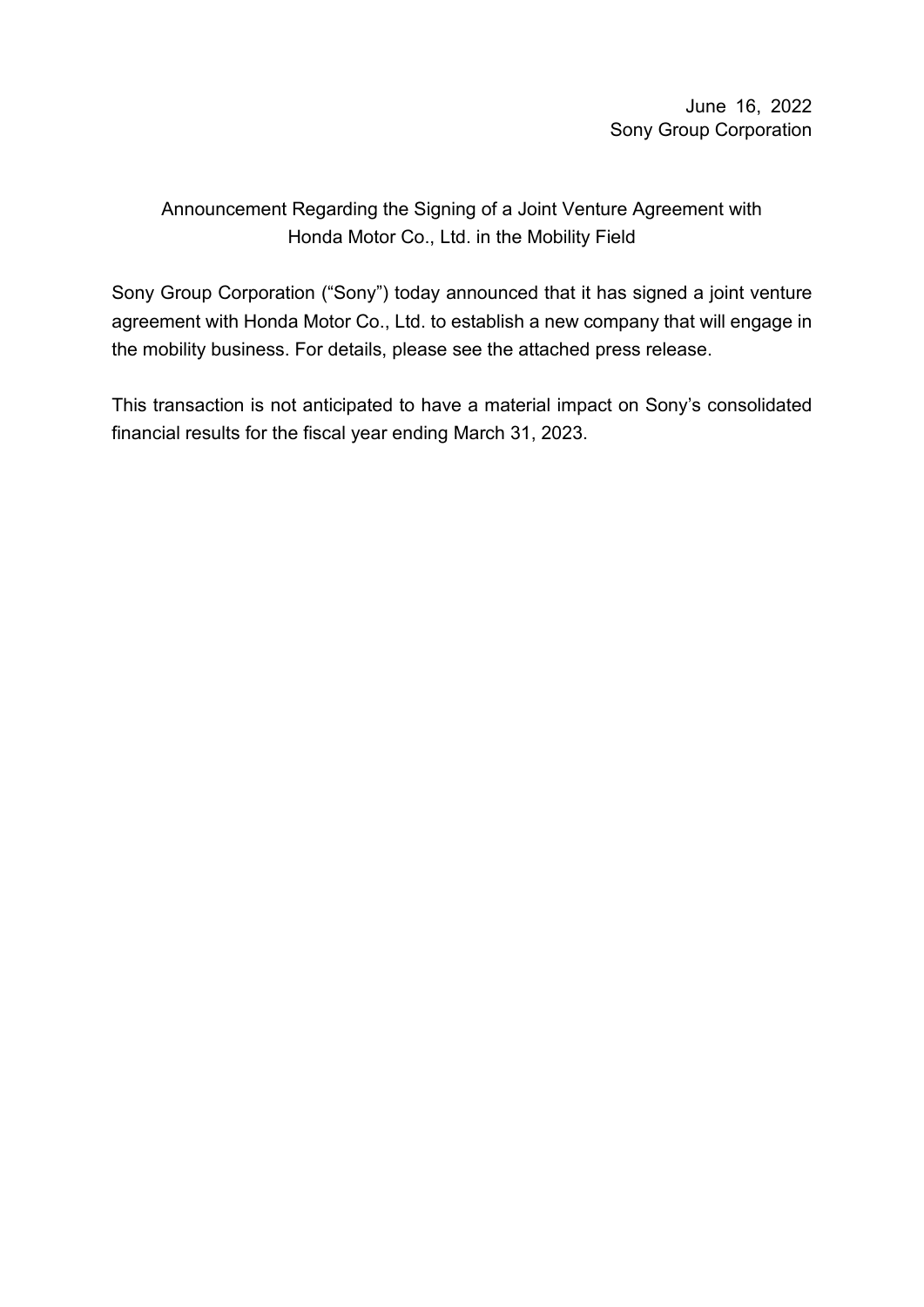June 16, 2022
Sony Group Corporation

# Announcement Regarding the Signing of a Joint Venture Agreement with Honda Motor Co., Ltd. in the Mobility Field

Sony Group Corporation ("Sony") today announced that it has signed a joint venture agreement with Honda Motor Co., Ltd. to establish a new company that will engage in the mobility business. For details, please see the attached press release.

This transaction is not anticipated to have a material impact on Sony's consolidated financial results for the fiscal year ending March 31, 2023.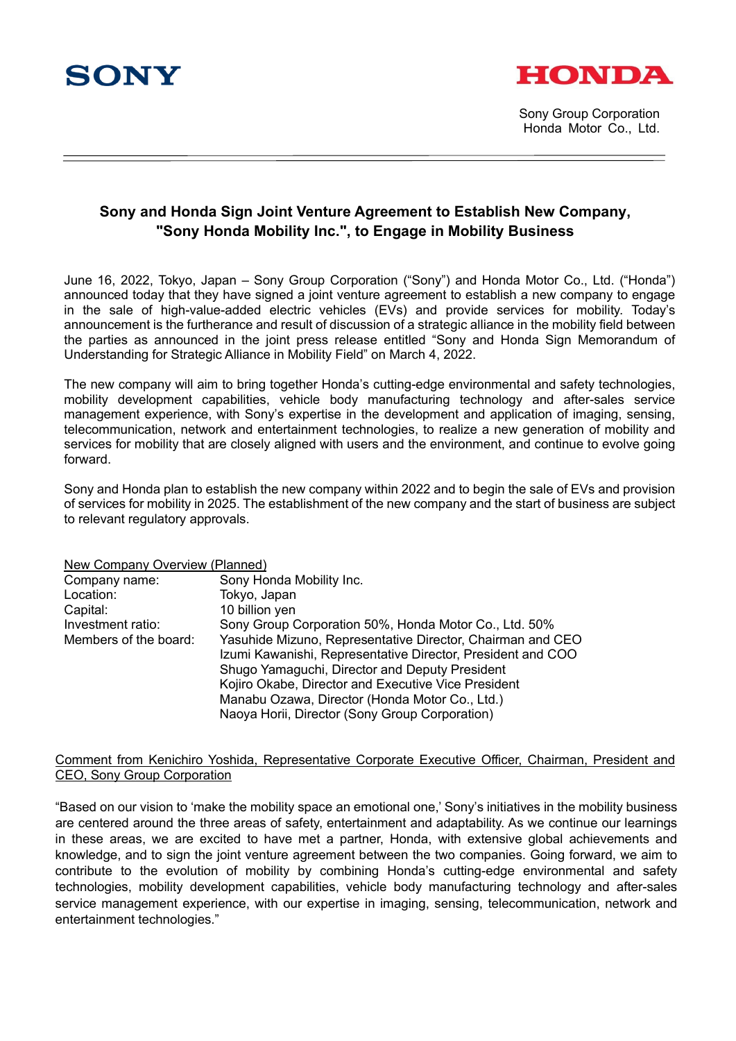Sony Group Corporation
Honda Motor Co., Ltd.

## Sony and Honda Sign Joint Venture Agreement to Establish New Company, "Sony Honda Mobility Inc.", to Engage in Mobility Business

June 16, 2022, Tokyo, Japan – Sony Group Corporation ("Sony") and Honda Motor Co., Ltd. ("Honda") announced today that they have signed a joint venture agreement to establish a new company to engage in the sale of high-value-added electric vehicles (EVs) and provide services for mobility. Today's announcement is the furtherance and result of discussion of a strategic alliance in the mobility field between the parties as announced in the joint press release entitled "Sony and Honda Sign Memorandum of Understanding for Strategic Alliance in Mobility Field" on March 4, 2022.

The new company will aim to bring together Honda's cutting-edge environmental and safety technologies, mobility development capabilities, vehicle body manufacturing technology and after-sales service management experience, with Sony's expertise in the development and application of imaging, sensing, telecommunication, network and entertainment technologies, to realize a new generation of mobility and services for mobility that are closely aligned with users and the environment, and continue to evolve going forward.

Sony and Honda plan to establish the new company within 2022 and to begin the sale of EVs and provision of services for mobility in 2025. The establishment of the new company and the start of business are subject to relevant regulatory approvals.

New Company Overview (Planned)

| | |
|---|---|
| Company name: | Sony Honda Mobility Inc. |
| Location: | Tokyo, Japan |
| Capital: | 10 billion yen |
| Investment ratio: | Sony Group Corporation 50%, Honda Motor Co., Ltd. 50% |
| Members of the board: | Yasuhide Mizuno, Representative Director, Chairman and CEO<br>Izumi Kawanishi, Representative Director, President and COO<br>Shugo Yamaguchi, Director and Deputy President<br>Kojiro Okabe, Director and Executive Vice President<br>Manabu Ozawa, Director (Honda Motor Co., Ltd.)<br>Naoya Horii, Director (Sony Group Corporation) |

Comment from Kenichiro Yoshida, Representative Corporate Executive Officer, Chairman, President and CEO, Sony Group Corporation

"Based on our vision to 'make the mobility space an emotional one,' Sony's initiatives in the mobility business are centered around the three areas of safety, entertainment and adaptability. As we continue our learnings in these areas, we are excited to have met a partner, Honda, with extensive global achievements and knowledge, and to sign the joint venture agreement between the two companies. Going forward, we aim to contribute to the evolution of mobility by combining Honda's cutting-edge environmental and safety technologies, mobility development capabilities, vehicle body manufacturing technology and after-sales service management experience, with our expertise in imaging, sensing, telecommunication, network and entertainment technologies."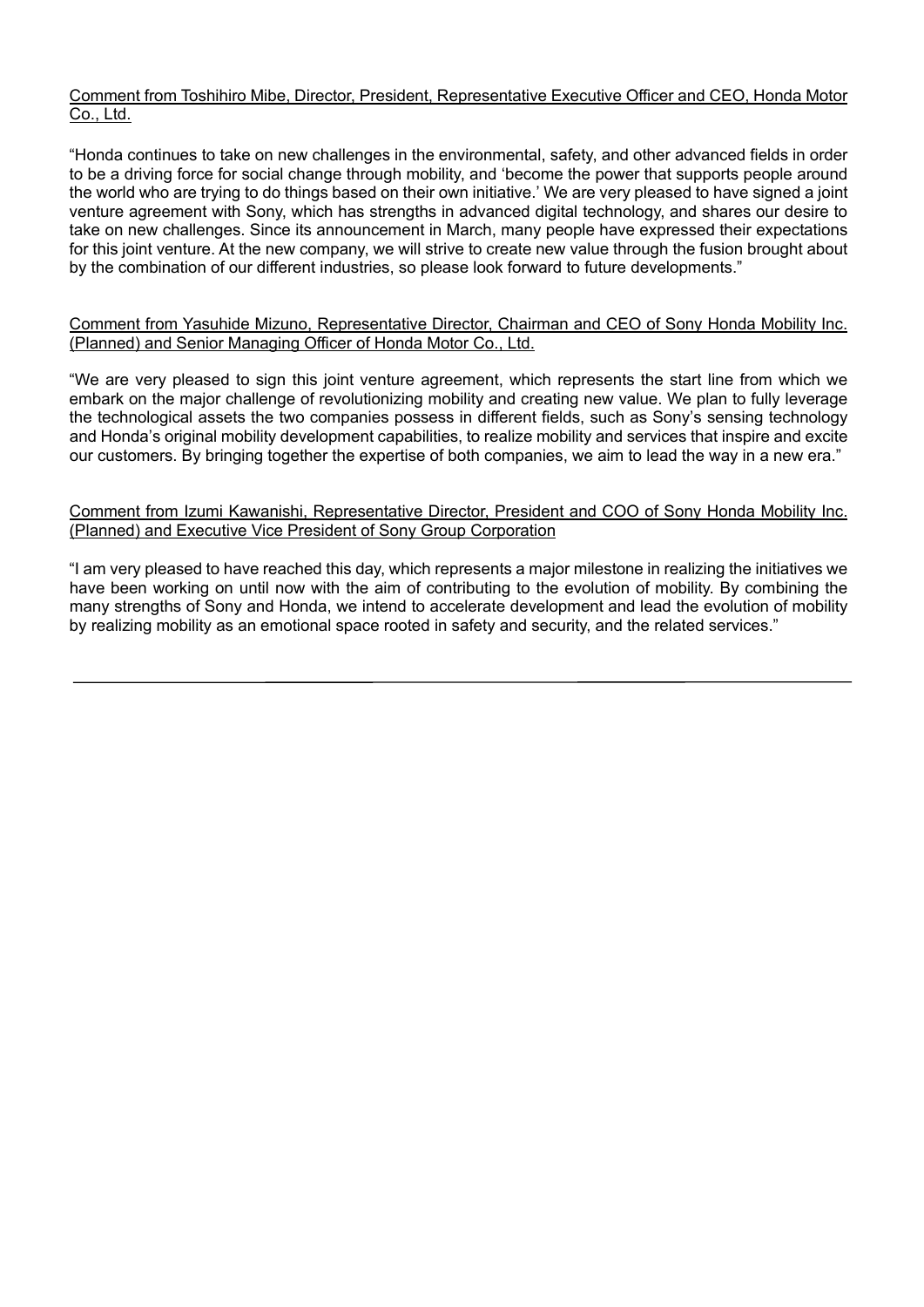Comment from Toshihiro Mibe, Director, President, Representative Executive Officer and CEO, Honda Motor Co., Ltd.

"Honda continues to take on new challenges in the environmental, safety, and other advanced fields in order to be a driving force for social change through mobility, and 'become the power that supports people around the world who are trying to do things based on their own initiative.' We are very pleased to have signed a joint venture agreement with Sony, which has strengths in advanced digital technology, and shares our desire to take on new challenges. Since its announcement in March, many people have expressed their expectations for this joint venture. At the new company, we will strive to create new value through the fusion brought about by the combination of our different industries, so please look forward to future developments."

Comment from Yasuhide Mizuno, Representative Director, Chairman and CEO of Sony Honda Mobility Inc. (Planned) and Senior Managing Officer of Honda Motor Co., Ltd.

"We are very pleased to sign this joint venture agreement, which represents the start line from which we embark on the major challenge of revolutionizing mobility and creating new value. We plan to fully leverage the technological assets the two companies possess in different fields, such as Sony's sensing technology and Honda's original mobility development capabilities, to realize mobility and services that inspire and excite our customers. By bringing together the expertise of both companies, we aim to lead the way in a new era."

Comment from Izumi Kawanishi, Representative Director, President and COO of Sony Honda Mobility Inc. (Planned) and Executive Vice President of Sony Group Corporation

"I am very pleased to have reached this day, which represents a major milestone in realizing the initiatives we have been working on until now with the aim of contributing to the evolution of mobility. By combining the many strengths of Sony and Honda, we intend to accelerate development and lead the evolution of mobility by realizing mobility as an emotional space rooted in safety and security, and the related services."